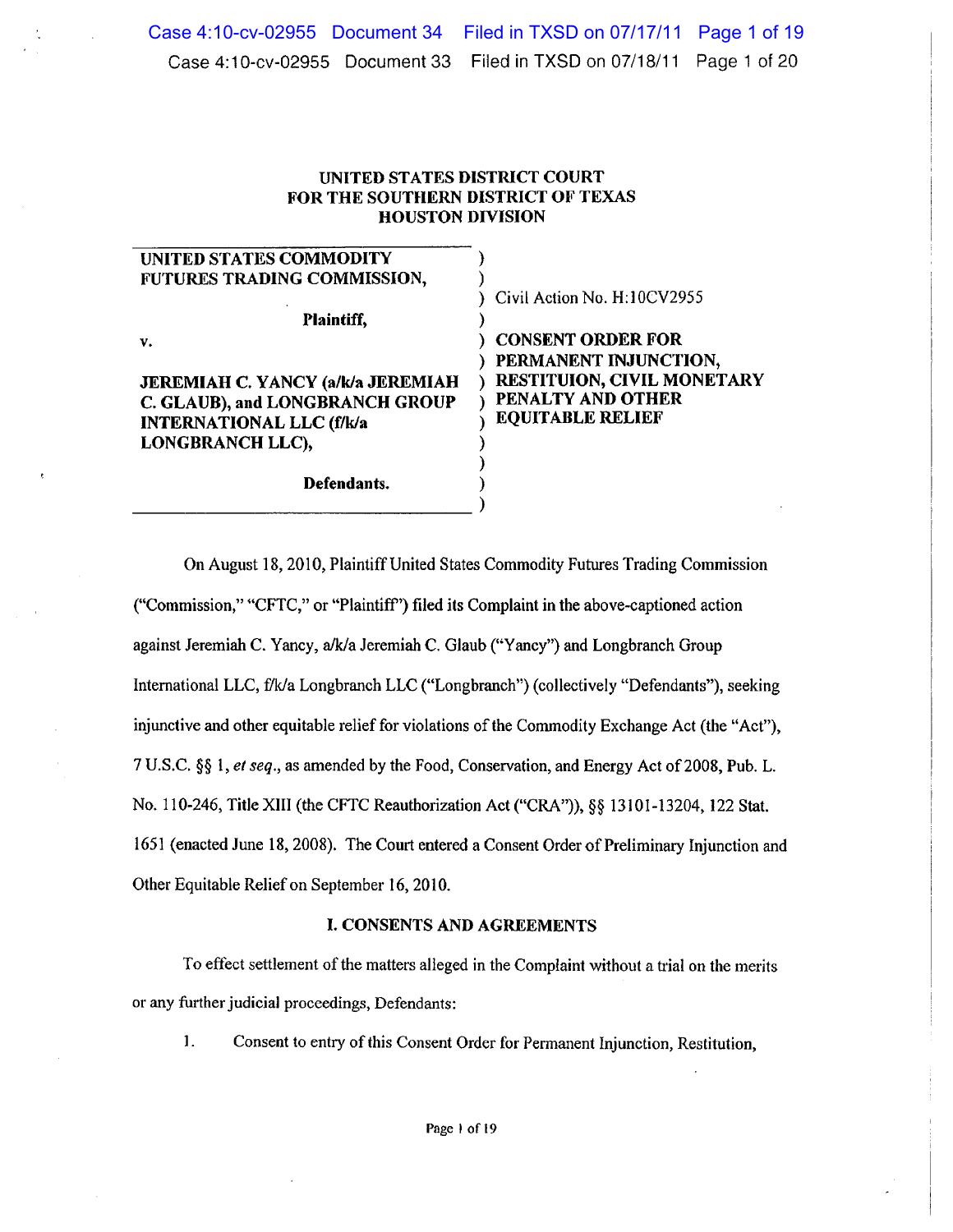UNITED STATES DISTRICT COURT
FOR THE SOUTHERN DISTRICT OF TEXAS
HOUSTON DIVISION

| | |
|---|---|
| **UNITED STATES COMMODITY FUTURES TRADING COMMISSION,** | |
| **Plaintiff,** | Civil Action No. H:10CV2955 |
| v. | **CONSENT ORDER FOR PERMANENT INJUNCTION, RESTITUION, CIVIL MONETARY PENALTY AND OTHER EQUITABLE RELIEF** |
| **JEREMIAH C. YANCY (a/k/a JEREMIAH C. GLAUB), and LONGBRANCH GROUP INTERNATIONAL LLC (f/k/a LONGBRANCH LLC),** | |
| **Defendants.** | |

On August 18, 2010, Plaintiff United States Commodity Futures Trading Commission ("Commission," "CFTC," or "Plaintiff") filed its Complaint in the above-captioned action against Jeremiah C. Yancy, a/k/a Jeremiah C. Glaub ("Yancy") and Longbranch Group International LLC, f/k/a Longbranch LLC ("Longbranch") (collectively "Defendants"), seeking injunctive and other equitable relief for violations of the Commodity Exchange Act (the "Act"), 7 U.S.C. §§ 1, *et seq.*, as amended by the Food, Conservation, and Energy Act of 2008, Pub. L. No. 110-246, Title XIII (the CFTC Reauthorization Act ("CRA")), §§ 13101-13204, 122 Stat. 1651 (enacted June 18, 2008). The Court entered a Consent Order of Preliminary Injunction and Other Equitable Relief on September 16, 2010.

## I. CONSENTS AND AGREEMENTS

To effect settlement of the matters alleged in the Complaint without a trial on the merits or any further judicial proceedings, Defendants:

1. Consent to entry of this Consent Order for Permanent Injunction, Restitution,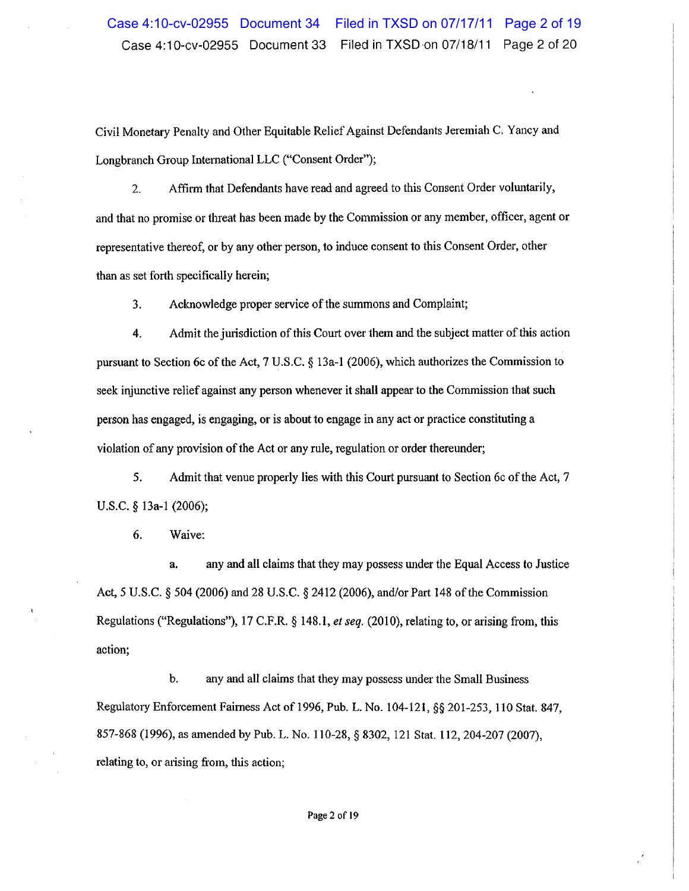Civil Monetary Penalty and Other Equitable Relief Against Defendants Jeremiah C. Yancy and Longbranch Group International LLC ("Consent Order");

2. Affirm that Defendants have read and agreed to this Consent Order voluntarily, and that no promise or threat has been made by the Commission or any member, officer, agent or representative thereof, or by any other person, to induce consent to this Consent Order, other than as set forth specifically herein;

3. Acknowledge proper service of the summons and Complaint;

4. Admit the jurisdiction of this Court over them and the subject matter of this action pursuant to Section 6c of the Act, 7 U.S.C. § 13a-1 (2006), which authorizes the Commission to seek injunctive relief against any person whenever it shall appear to the Commission that such person has engaged, is engaging, or is about to engage in any act or practice constituting a violation of any provision of the Act or any rule, regulation or order thereunder;

5. Admit that venue properly lies with this Court pursuant to Section 6c of the Act, 7 U.S.C. § 13a-1 (2006);

6. Waive:

   a. any and all claims that they may possess under the Equal Access to Justice Act, 5 U.S.C. § 504 (2006) and 28 U.S.C. § 2412 (2006), and/or Part 148 of the Commission Regulations ("Regulations"), 17 C.F.R. § 148.1, *et seq.* (2010), relating to, or arising from, this action;

   b. any and all claims that they may possess under the Small Business Regulatory Enforcement Fairness Act of 1996, Pub. L. No. 104-121, §§ 201-253, 110 Stat. 847, 857-868 (1996), as amended by Pub. L. No. 110-28, § 8302, 121 Stat. 112, 204-207 (2007), relating to, or arising from, this action;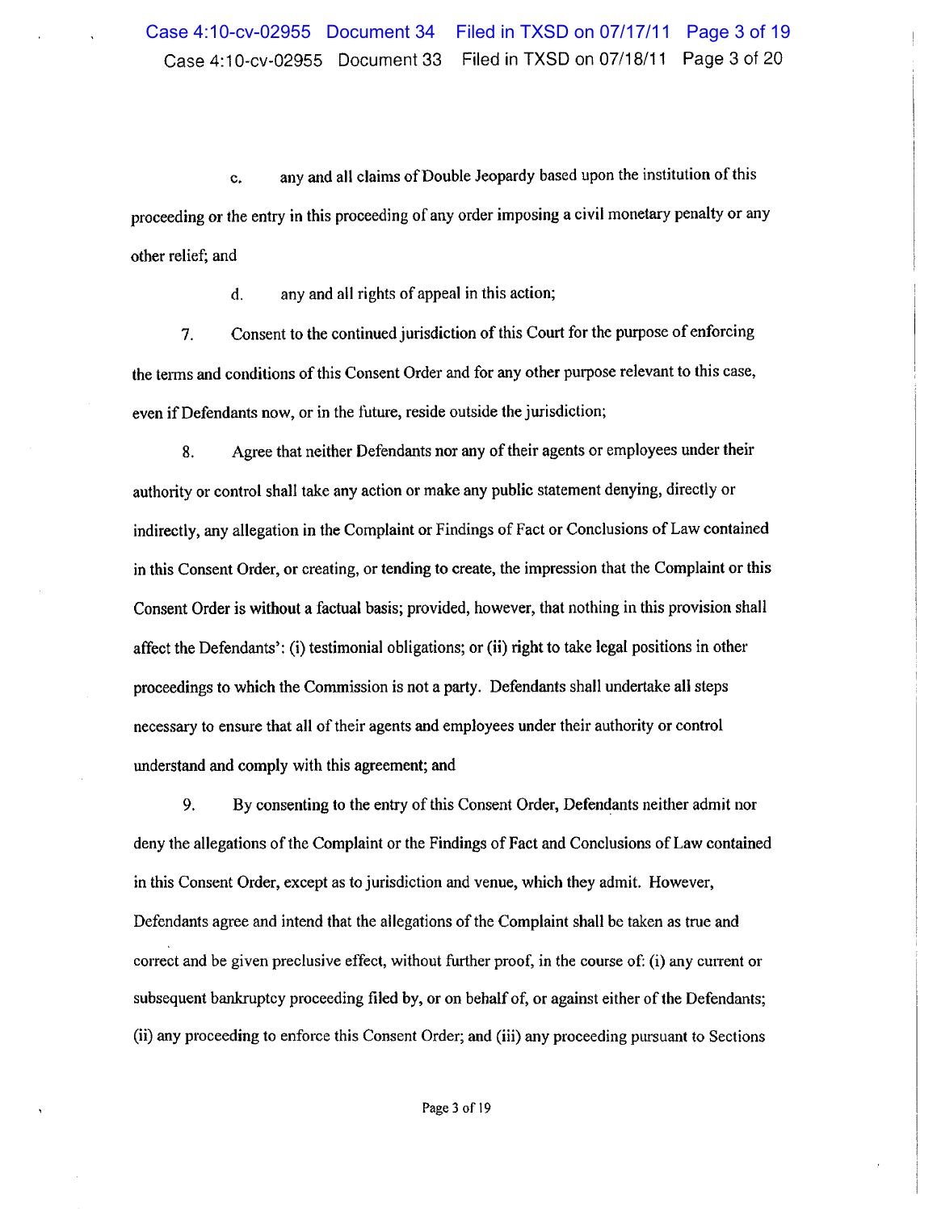c. any and all claims of Double Jeopardy based upon the institution of this proceeding or the entry in this proceeding of any order imposing a civil monetary penalty or any other relief; and

d. any and all rights of appeal in this action;

7. Consent to the continued jurisdiction of this Court for the purpose of enforcing the terms and conditions of this Consent Order and for any other purpose relevant to this case, even if Defendants now, or in the future, reside outside the jurisdiction;

8. Agree that neither Defendants nor any of their agents or employees under their authority or control shall take any action or make any public statement denying, directly or indirectly, any allegation in the Complaint or Findings of Fact or Conclusions of Law contained in this Consent Order, or creating, or tending to create, the impression that the Complaint or this Consent Order is without a factual basis; provided, however, that nothing in this provision shall affect the Defendants': (i) testimonial obligations; or (ii) right to take legal positions in other proceedings to which the Commission is not a party. Defendants shall undertake all steps necessary to ensure that all of their agents and employees under their authority or control understand and comply with this agreement; and

9. By consenting to the entry of this Consent Order, Defendants neither admit nor deny the allegations of the Complaint or the Findings of Fact and Conclusions of Law contained in this Consent Order, except as to jurisdiction and venue, which they admit. However, Defendants agree and intend that the allegations of the Complaint shall be taken as true and correct and be given preclusive effect, without further proof, in the course of: (i) any current or subsequent bankruptcy proceeding filed by, or on behalf of, or against either of the Defendants; (ii) any proceeding to enforce this Consent Order; and (iii) any proceeding pursuant to Sections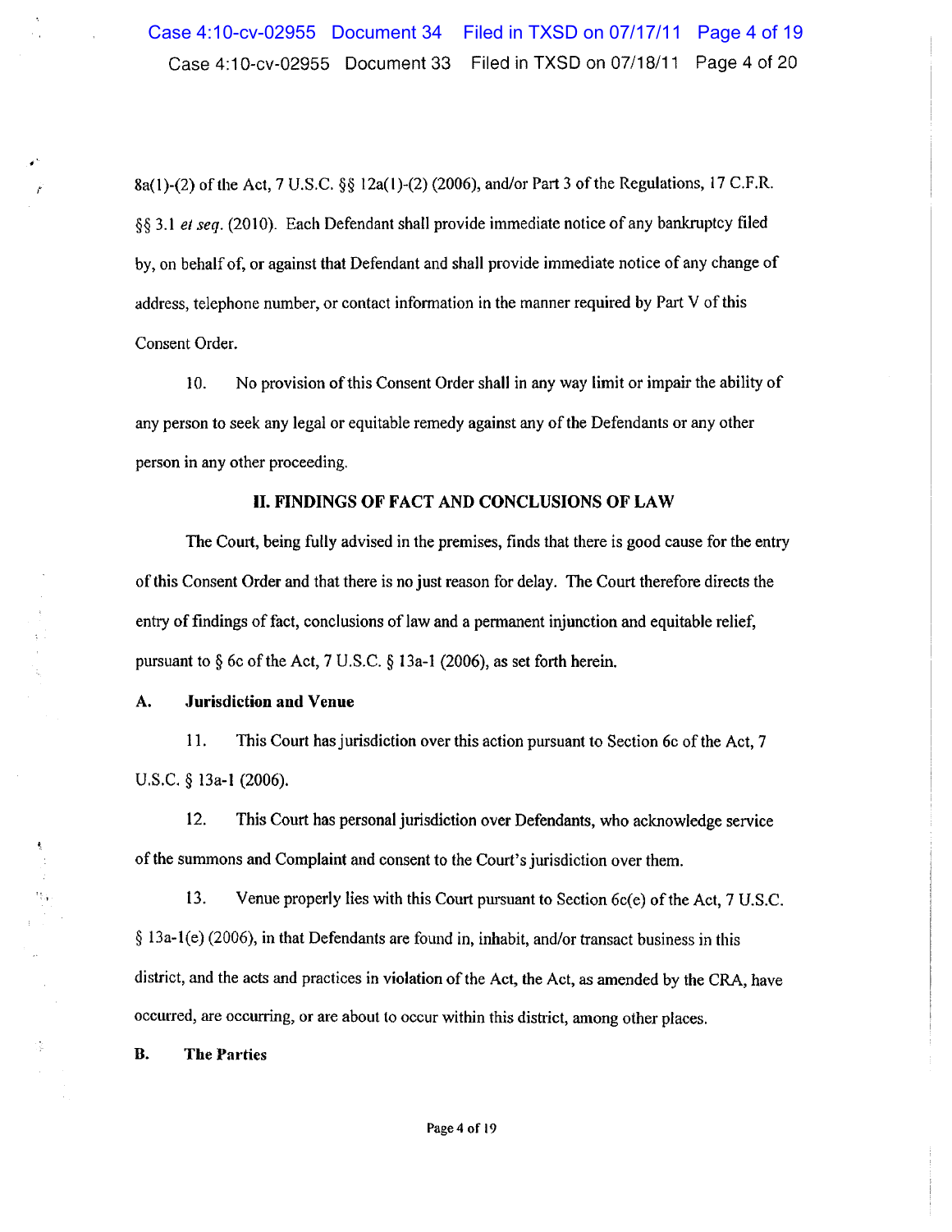8a(1)-(2) of the Act, 7 U.S.C. §§ 12a(1)-(2) (2006), and/or Part 3 of the Regulations, 17 C.F.R. §§ 3.1 *et seq.* (2010). Each Defendant shall provide immediate notice of any bankruptcy filed by, on behalf of, or against that Defendant and shall provide immediate notice of any change of address, telephone number, or contact information in the manner required by Part V of this Consent Order.

10. No provision of this Consent Order shall in any way limit or impair the ability of any person to seek any legal or equitable remedy against any of the Defendants or any other person in any other proceeding.

## II. FINDINGS OF FACT AND CONCLUSIONS OF LAW

The Court, being fully advised in the premises, finds that there is good cause for the entry of this Consent Order and that there is no just reason for delay. The Court therefore directs the entry of findings of fact, conclusions of law and a permanent injunction and equitable relief, pursuant to § 6c of the Act, 7 U.S.C. § 13a-1 (2006), as set forth herein.

### A. Jurisdiction and Venue

11. This Court has jurisdiction over this action pursuant to Section 6c of the Act, 7 U.S.C. § 13a-1 (2006).

12. This Court has personal jurisdiction over Defendants, who acknowledge service of the summons and Complaint and consent to the Court's jurisdiction over them.

13. Venue properly lies with this Court pursuant to Section 6c(e) of the Act, 7 U.S.C. § 13a-1(e) (2006), in that Defendants are found in, inhabit, and/or transact business in this district, and the acts and practices in violation of the Act, the Act, as amended by the CRA, have occurred, are occurring, or are about to occur within this district, among other places.

### B. The Parties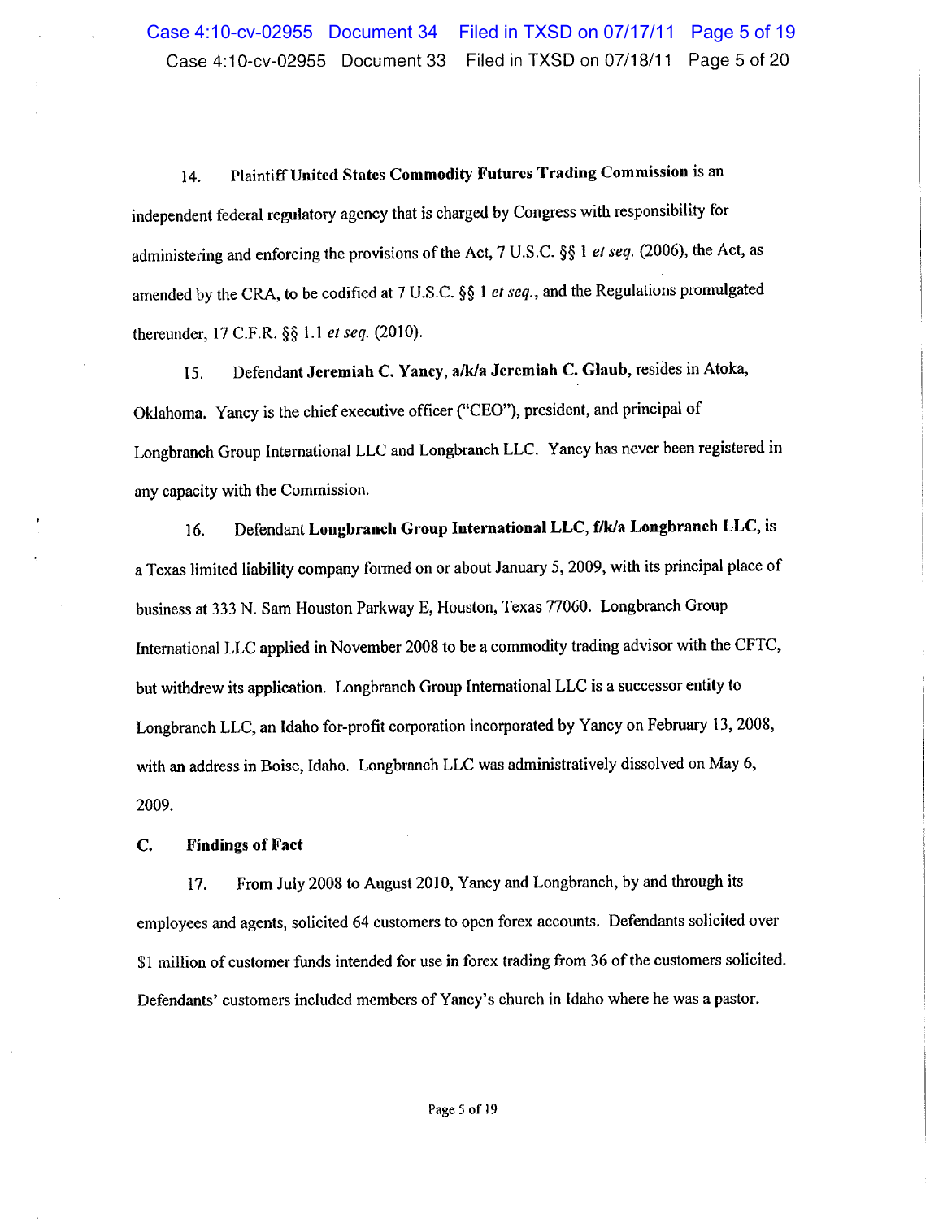14. Plaintiff **United States Commodity Futures Trading Commission** is an independent federal regulatory agency that is charged by Congress with responsibility for administering and enforcing the provisions of the Act, 7 U.S.C. §§ 1 *et seq.* (2006), the Act, as amended by the CRA, to be codified at 7 U.S.C. §§ 1 *et seq.*, and the Regulations promulgated thereunder, 17 C.F.R. §§ 1.1 *et seq.* (2010).

15. Defendant **Jeremiah C. Yancy, a/k/a Jeremiah C. Glaub**, resides in Atoka, Oklahoma. Yancy is the chief executive officer ("CEO"), president, and principal of Longbranch Group International LLC and Longbranch LLC. Yancy has never been registered in any capacity with the Commission.

16. Defendant **Longbranch Group International LLC, f/k/a Longbranch LLC**, is a Texas limited liability company formed on or about January 5, 2009, with its principal place of business at 333 N. Sam Houston Parkway E, Houston, Texas 77060. Longbranch Group International LLC applied in November 2008 to be a commodity trading advisor with the CFTC, but withdrew its application. Longbranch Group International LLC is a successor entity to Longbranch LLC, an Idaho for-profit corporation incorporated by Yancy on February 13, 2008, with an address in Boise, Idaho. Longbranch LLC was administratively dissolved on May 6, 2009.

## C. Findings of Fact

17. From July 2008 to August 2010, Yancy and Longbranch, by and through its employees and agents, solicited 64 customers to open forex accounts. Defendants solicited over $1 million of customer funds intended for use in forex trading from 36 of the customers solicited. Defendants' customers included members of Yancy's church in Idaho where he was a pastor.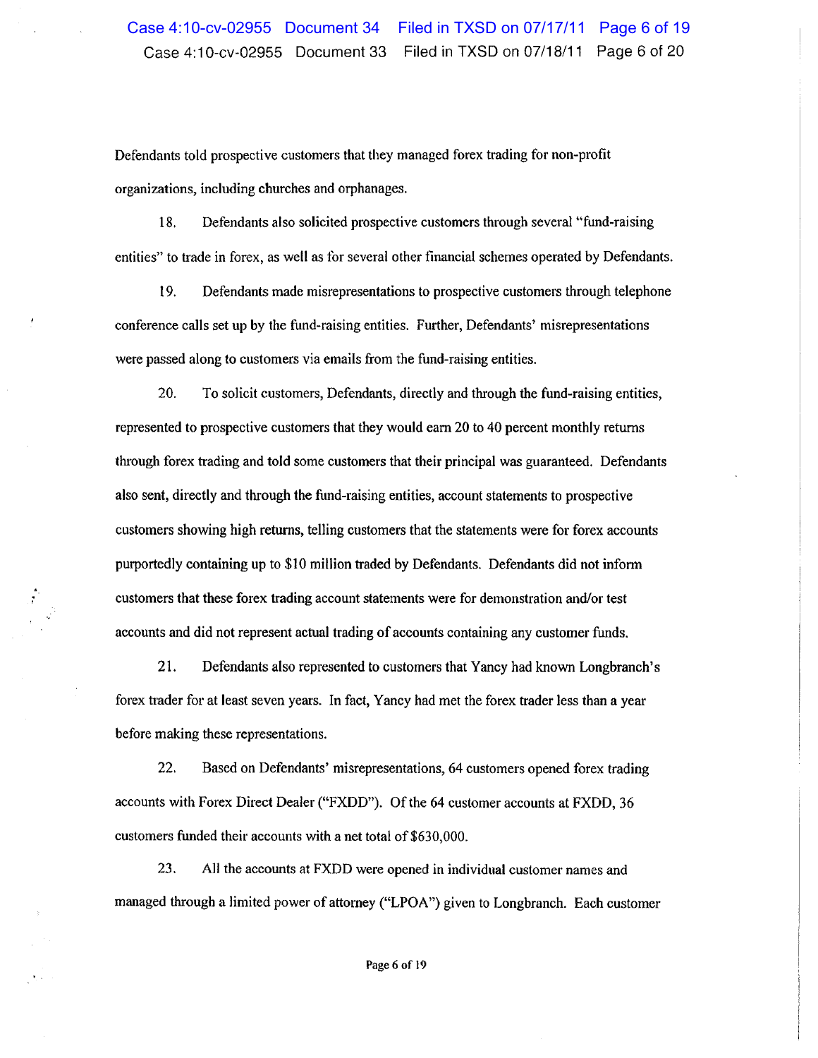Defendants told prospective customers that they managed forex trading for non-profit organizations, including churches and orphanages.

18. Defendants also solicited prospective customers through several "fund-raising entities" to trade in forex, as well as for several other financial schemes operated by Defendants.

19. Defendants made misrepresentations to prospective customers through telephone conference calls set up by the fund-raising entities. Further, Defendants' misrepresentations were passed along to customers via emails from the fund-raising entities.

20. To solicit customers, Defendants, directly and through the fund-raising entities, represented to prospective customers that they would earn 20 to 40 percent monthly returns through forex trading and told some customers that their principal was guaranteed. Defendants also sent, directly and through the fund-raising entities, account statements to prospective customers showing high returns, telling customers that the statements were for forex accounts purportedly containing up to $10 million traded by Defendants. Defendants did not inform customers that these forex trading account statements were for demonstration and/or test accounts and did not represent actual trading of accounts containing any customer funds.

21. Defendants also represented to customers that Yancy had known Longbranch's forex trader for at least seven years. In fact, Yancy had met the forex trader less than a year before making these representations.

22. Based on Defendants' misrepresentations, 64 customers opened forex trading accounts with Forex Direct Dealer ("FXDD"). Of the 64 customer accounts at FXDD, 36 customers funded their accounts with a net total of $630,000.

23. All the accounts at FXDD were opened in individual customer names and managed through a limited power of attorney ("LPOA") given to Longbranch. Each customer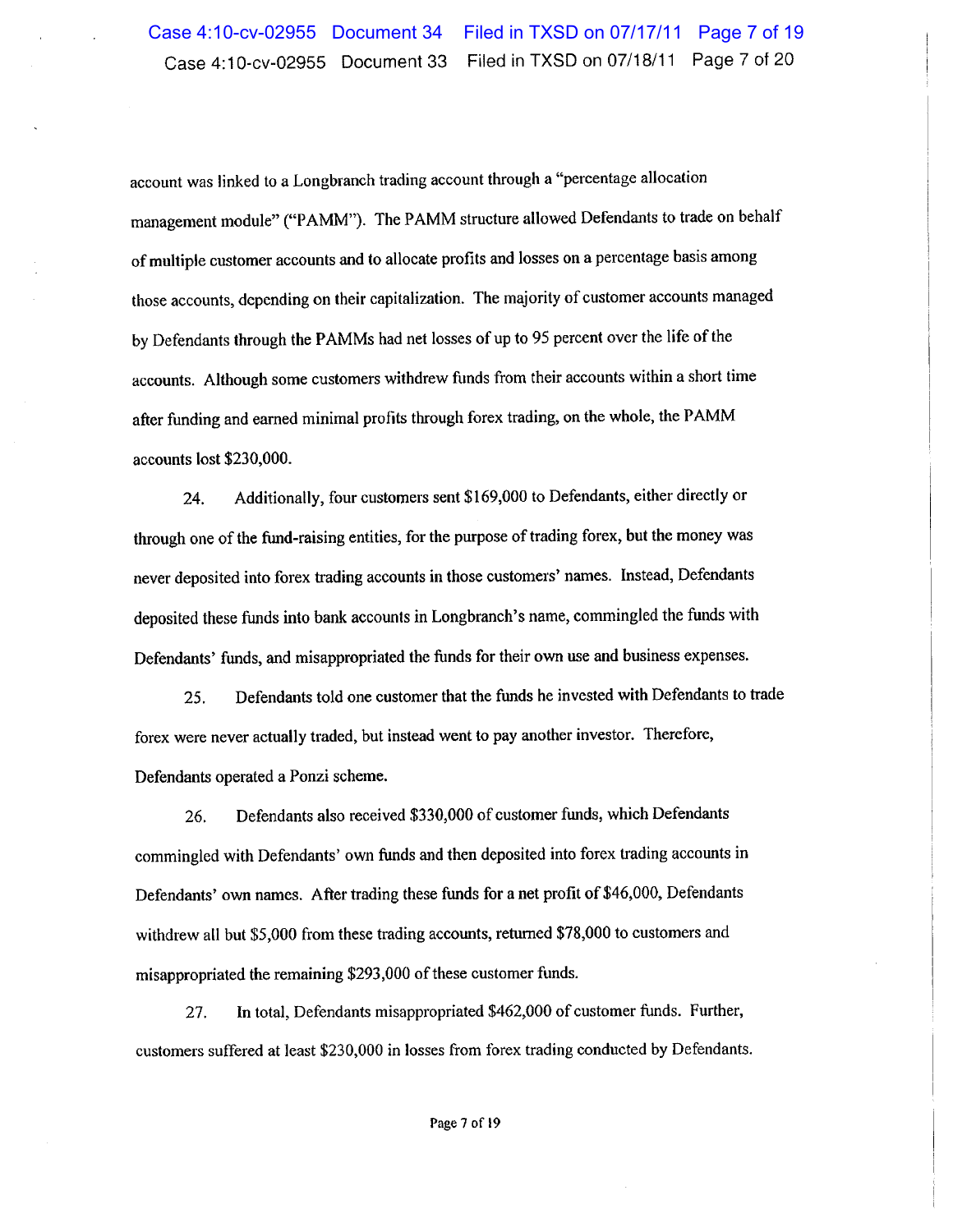account was linked to a Longbranch trading account through a "percentage allocation management module" ("PAMM"). The PAMM structure allowed Defendants to trade on behalf of multiple customer accounts and to allocate profits and losses on a percentage basis among those accounts, depending on their capitalization. The majority of customer accounts managed by Defendants through the PAMMs had net losses of up to 95 percent over the life of the accounts. Although some customers withdrew funds from their accounts within a short time after funding and earned minimal profits through forex trading, on the whole, the PAMM accounts lost $230,000.

24. Additionally, four customers sent $169,000 to Defendants, either directly or through one of the fund-raising entities, for the purpose of trading forex, but the money was never deposited into forex trading accounts in those customers' names. Instead, Defendants deposited these funds into bank accounts in Longbranch's name, commingled the funds with Defendants' funds, and misappropriated the funds for their own use and business expenses.

25. Defendants told one customer that the funds he invested with Defendants to trade forex were never actually traded, but instead went to pay another investor. Therefore, Defendants operated a Ponzi scheme.

26. Defendants also received $330,000 of customer funds, which Defendants commingled with Defendants' own funds and then deposited into forex trading accounts in Defendants' own names. After trading these funds for a net profit of $46,000, Defendants withdrew all but $5,000 from these trading accounts, returned $78,000 to customers and misappropriated the remaining $293,000 of these customer funds.

27. In total, Defendants misappropriated $462,000 of customer funds. Further, customers suffered at least $230,000 in losses from forex trading conducted by Defendants.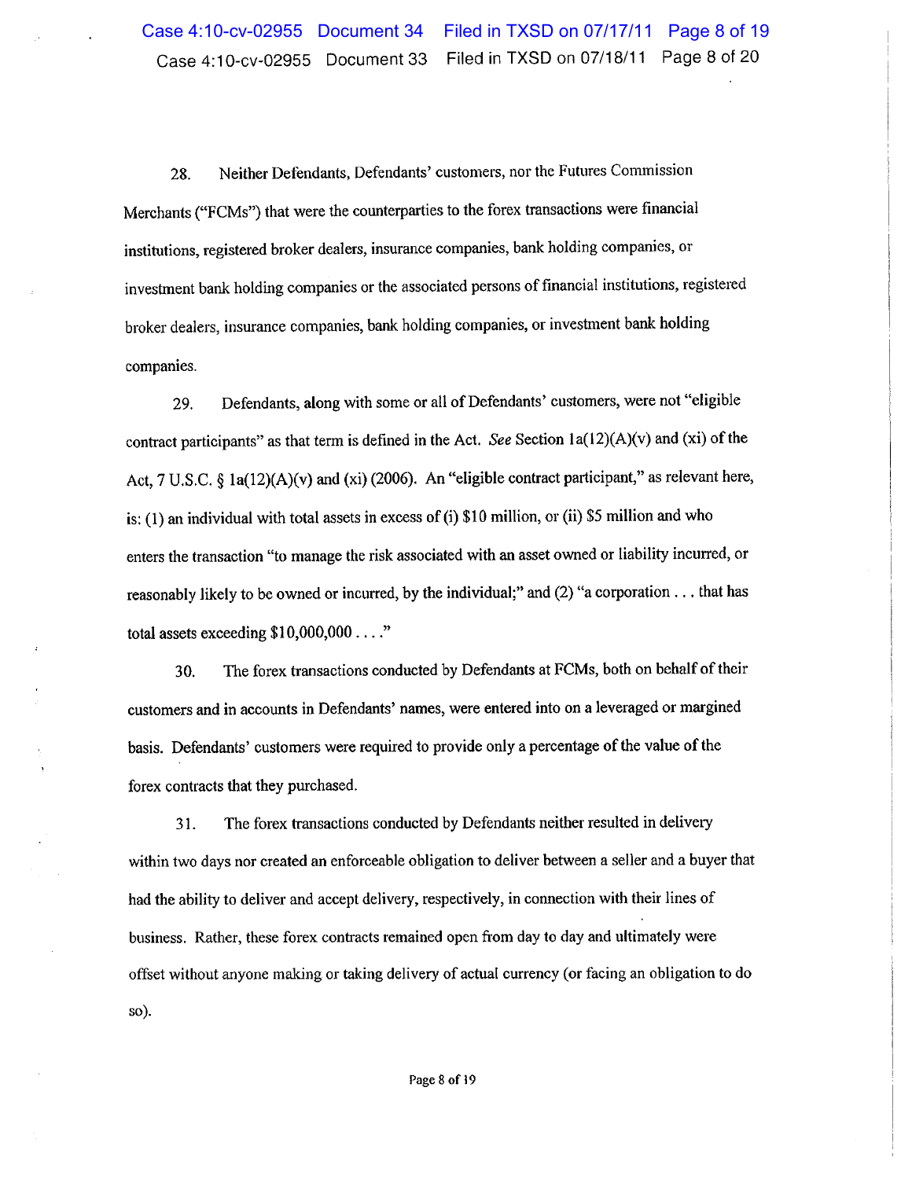28. Neither Defendants, Defendants' customers, nor the Futures Commission Merchants ("FCMs") that were the counterparties to the forex transactions were financial institutions, registered broker dealers, insurance companies, bank holding companies, or investment bank holding companies or the associated persons of financial institutions, registered broker dealers, insurance companies, bank holding companies, or investment bank holding companies.

29. Defendants, along with some or all of Defendants' customers, were not "eligible contract participants" as that term is defined in the Act. *See* Section 1a(12)(A)(v) and (xi) of the Act, 7 U.S.C. § 1a(12)(A)(v) and (xi) (2006). An "eligible contract participant," as relevant here, is: (1) an individual with total assets in excess of (i) $10 million, or (ii) $5 million and who enters the transaction "to manage the risk associated with an asset owned or liability incurred, or reasonably likely to be owned or incurred, by the individual;" and (2) "a corporation . . . that has total assets exceeding $10,000,000 . . . ."

30. The forex transactions conducted by Defendants at FCMs, both on behalf of their customers and in accounts in Defendants' names, were entered into on a leveraged or margined basis. Defendants' customers were required to provide only a percentage of the value of the forex contracts that they purchased.

31. The forex transactions conducted by Defendants neither resulted in delivery within two days nor created an enforceable obligation to deliver between a seller and a buyer that had the ability to deliver and accept delivery, respectively, in connection with their lines of business. Rather, these forex contracts remained open from day to day and ultimately were offset without anyone making or taking delivery of actual currency (or facing an obligation to do so).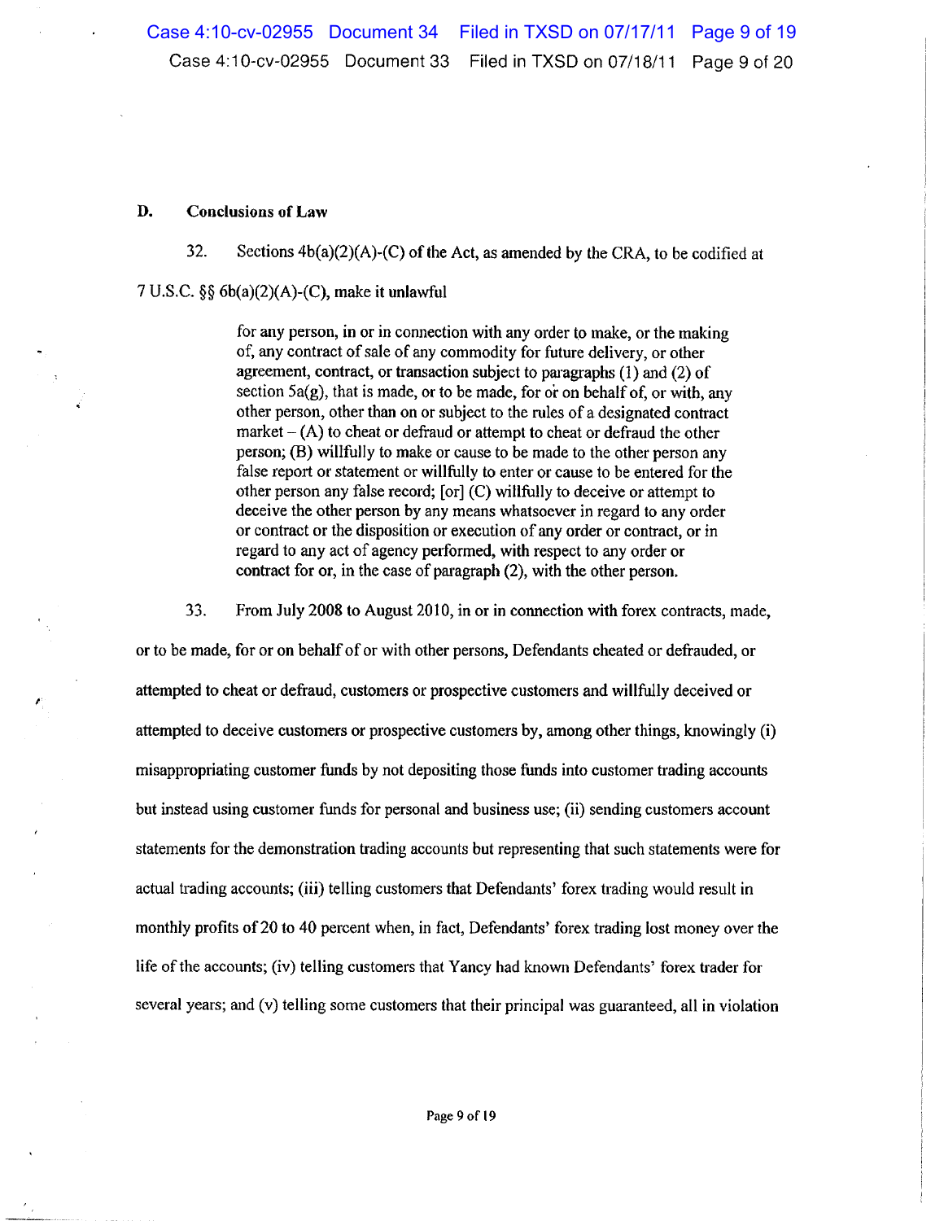## D. Conclusions of Law

32. Sections 4b(a)(2)(A)-(C) of the Act, as amended by the CRA, to be codified at 7 U.S.C. §§ 6b(a)(2)(A)-(C), make it unlawful

> for any person, in or in connection with any order to make, or the making of, any contract of sale of any commodity for future delivery, or other agreement, contract, or transaction subject to paragraphs (1) and (2) of section 5a(g), that is made, or to be made, for or on behalf of, or with, any other person, other than on or subject to the rules of a designated contract market – (A) to cheat or defraud or attempt to cheat or defraud the other person; (B) willfully to make or cause to be made to the other person any false report or statement or willfully to enter or cause to be entered for the other person any false record; [or] (C) willfully to deceive or attempt to deceive the other person by any means whatsoever in regard to any order or contract or the disposition or execution of any order or contract, or in regard to any act of agency performed, with respect to any order or contract for or, in the case of paragraph (2), with the other person.

33. From July 2008 to August 2010, in or in connection with forex contracts, made, or to be made, for or on behalf of or with other persons, Defendants cheated or defrauded, or attempted to cheat or defraud, customers or prospective customers and willfully deceived or attempted to deceive customers or prospective customers by, among other things, knowingly (i) misappropriating customer funds by not depositing those funds into customer trading accounts but instead using customer funds for personal and business use; (ii) sending customers account statements for the demonstration trading accounts but representing that such statements were for actual trading accounts; (iii) telling customers that Defendants' forex trading would result in monthly profits of 20 to 40 percent when, in fact, Defendants' forex trading lost money over the life of the accounts; (iv) telling customers that Yancy had known Defendants' forex trader for several years; and (v) telling some customers that their principal was guaranteed, all in violation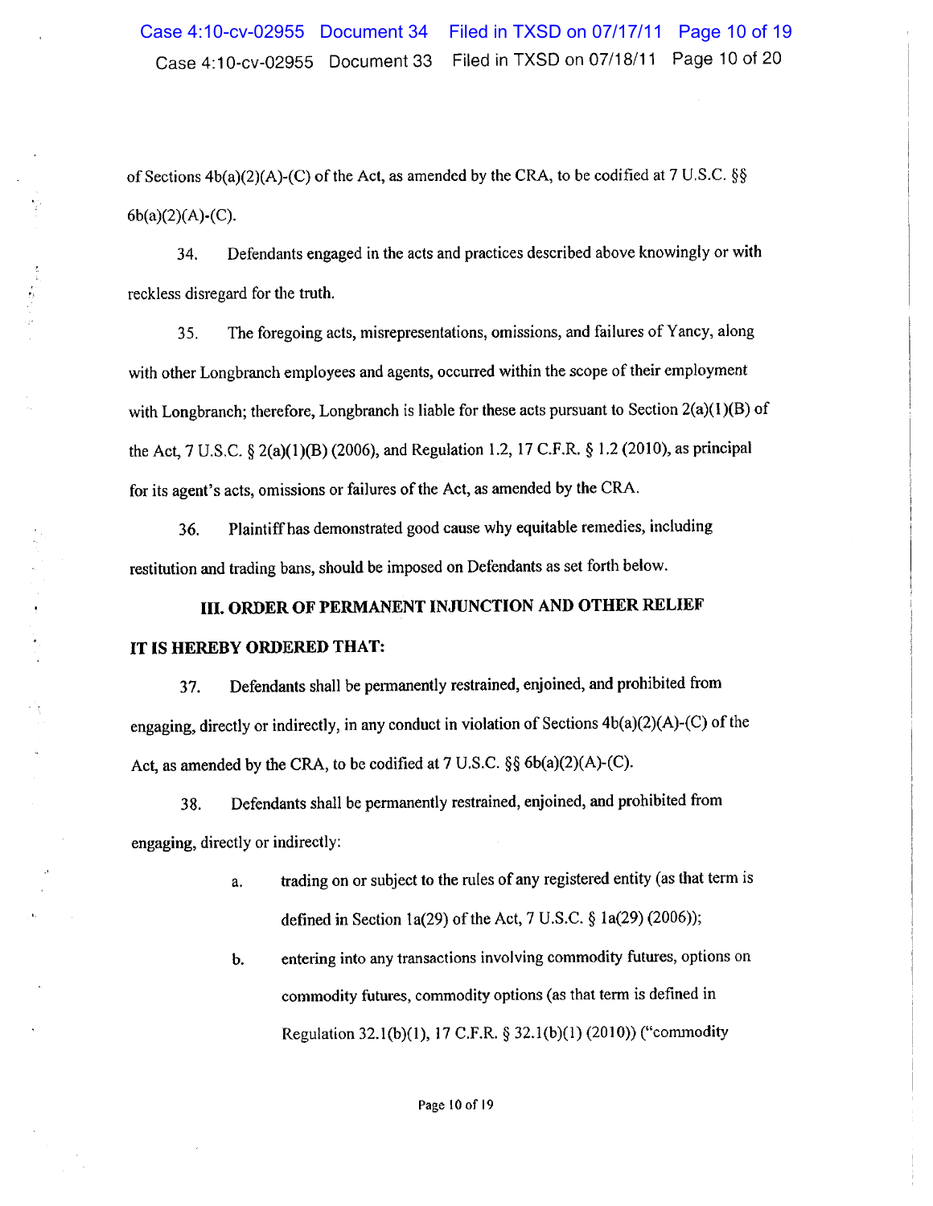of Sections 4b(a)(2)(A)-(C) of the Act, as amended by the CRA, to be codified at 7 U.S.C. §§ 6b(a)(2)(A)-(C).

34. Defendants engaged in the acts and practices described above knowingly or with reckless disregard for the truth.

35. The foregoing acts, misrepresentations, omissions, and failures of Yancy, along with other Longbranch employees and agents, occurred within the scope of their employment with Longbranch; therefore, Longbranch is liable for these acts pursuant to Section 2(a)(1)(B) of the Act, 7 U.S.C. § 2(a)(1)(B) (2006), and Regulation 1.2, 17 C.F.R. § 1.2 (2010), as principal for its agent's acts, omissions or failures of the Act, as amended by the CRA.

36. Plaintiff has demonstrated good cause why equitable remedies, including restitution and trading bans, should be imposed on Defendants as set forth below.

## III. ORDER OF PERMANENT INJUNCTION AND OTHER RELIEF

**IT IS HEREBY ORDERED THAT:**

37. Defendants shall be permanently restrained, enjoined, and prohibited from engaging, directly or indirectly, in any conduct in violation of Sections 4b(a)(2)(A)-(C) of the Act, as amended by the CRA, to be codified at 7 U.S.C. §§ 6b(a)(2)(A)-(C).

38. Defendants shall be permanently restrained, enjoined, and prohibited from engaging, directly or indirectly:

a. trading on or subject to the rules of any registered entity (as that term is defined in Section 1a(29) of the Act, 7 U.S.C. § 1a(29) (2006));

b. entering into any transactions involving commodity futures, options on commodity futures, commodity options (as that term is defined in Regulation 32.1(b)(1), 17 C.F.R. § 32.1(b)(1) (2010)) ("commodity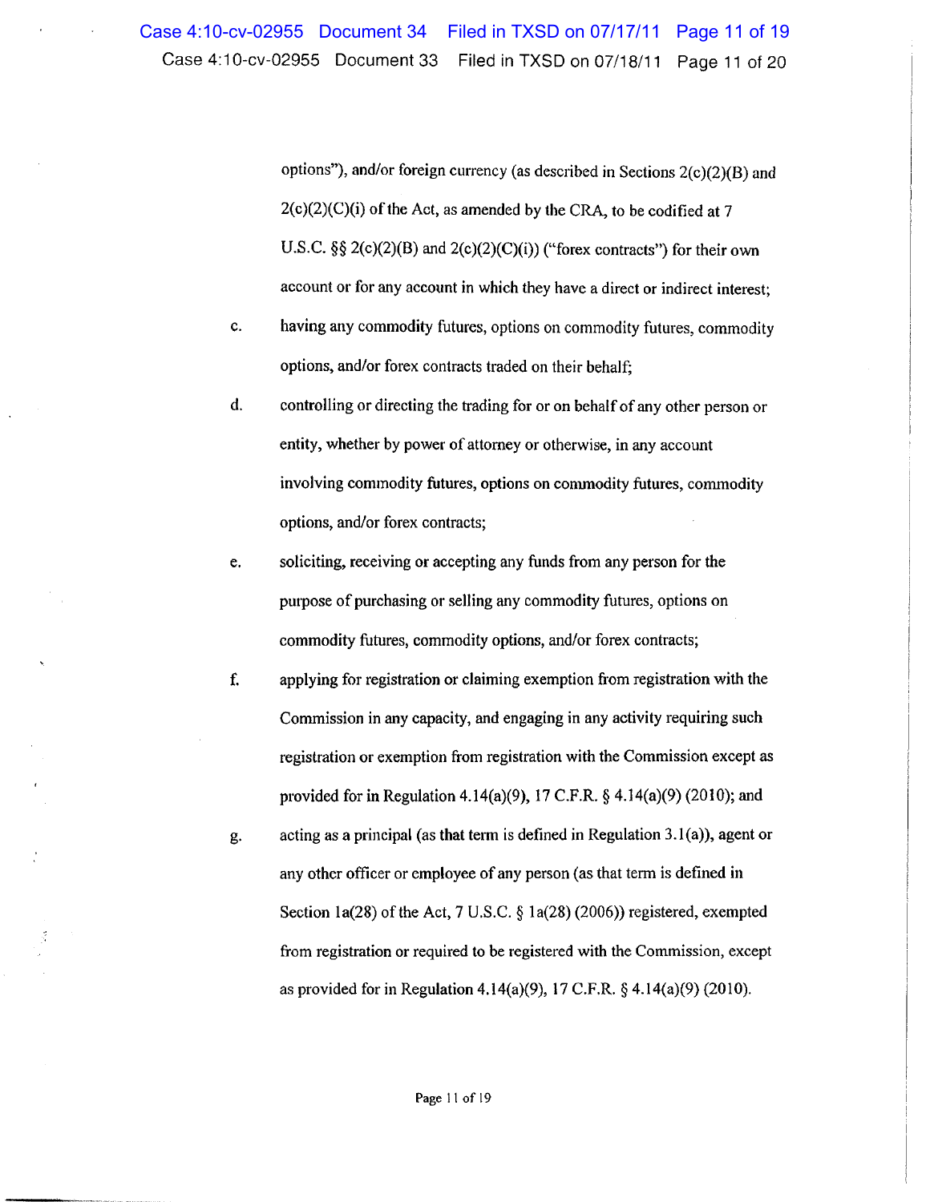options"), and/or foreign currency (as described in Sections 2(c)(2)(B) and 2(c)(2)(C)(i) of the Act, as amended by the CRA, to be codified at 7 U.S.C. §§ 2(c)(2)(B) and 2(c)(2)(C)(i)) ("forex contracts") for their own account or for any account in which they have a direct or indirect interest;

c. having any commodity futures, options on commodity futures, commodity options, and/or forex contracts traded on their behalf;

d. controlling or directing the trading for or on behalf of any other person or entity, whether by power of attorney or otherwise, in any account involving commodity futures, options on commodity futures, commodity options, and/or forex contracts;

e. soliciting, receiving or accepting any funds from any person for the purpose of purchasing or selling any commodity futures, options on commodity futures, commodity options, and/or forex contracts;

f. applying for registration or claiming exemption from registration with the Commission in any capacity, and engaging in any activity requiring such registration or exemption from registration with the Commission except as provided for in Regulation 4.14(a)(9), 17 C.F.R. § 4.14(a)(9) (2010); and

g. acting as a principal (as that term is defined in Regulation 3.1(a)), agent or any other officer or employee of any person (as that term is defined in Section 1a(28) of the Act, 7 U.S.C. § 1a(28) (2006)) registered, exempted from registration or required to be registered with the Commission, except as provided for in Regulation 4.14(a)(9), 17 C.F.R. § 4.14(a)(9) (2010).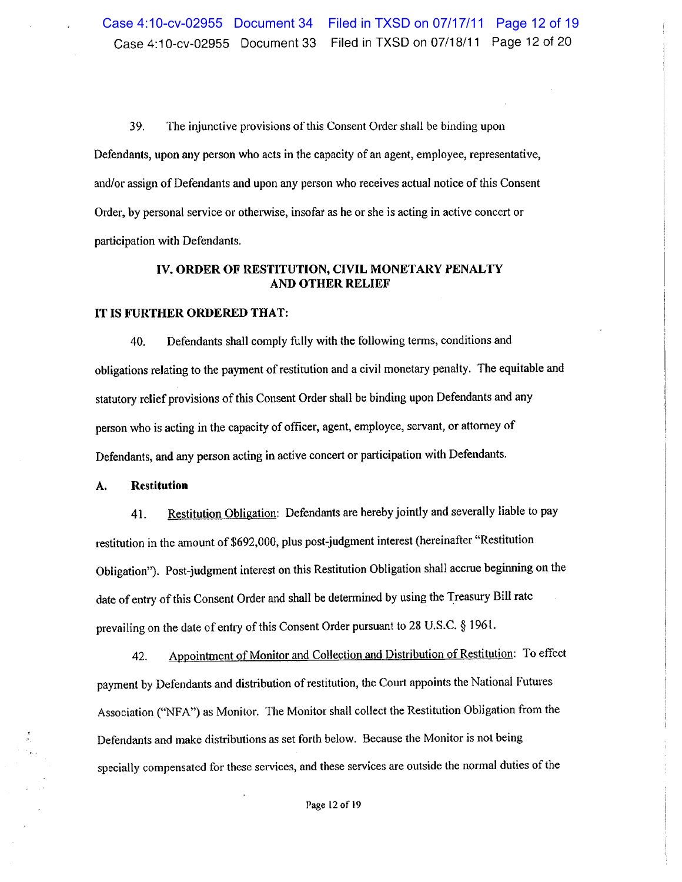39. The injunctive provisions of this Consent Order shall be binding upon Defendants, upon any person who acts in the capacity of an agent, employee, representative, and/or assign of Defendants and upon any person who receives actual notice of this Consent Order, by personal service or otherwise, insofar as he or she is acting in active concert or participation with Defendants.

## IV. ORDER OF RESTITUTION, CIVIL MONETARY PENALTY AND OTHER RELIEF

**IT IS FURTHER ORDERED THAT:**

40. Defendants shall comply fully with the following terms, conditions and obligations relating to the payment of restitution and a civil monetary penalty. The equitable and statutory relief provisions of this Consent Order shall be binding upon Defendants and any person who is acting in the capacity of officer, agent, employee, servant, or attorney of Defendants, and any person acting in active concert or participation with Defendants.

### A. Restitution

41. Restitution Obligation: Defendants are hereby jointly and severally liable to pay restitution in the amount of $692,000, plus post-judgment interest (hereinafter "Restitution Obligation"). Post-judgment interest on this Restitution Obligation shall accrue beginning on the date of entry of this Consent Order and shall be determined by using the Treasury Bill rate prevailing on the date of entry of this Consent Order pursuant to 28 U.S.C. § 1961.

42. Appointment of Monitor and Collection and Distribution of Restitution: To effect payment by Defendants and distribution of restitution, the Court appoints the National Futures Association ("NFA") as Monitor. The Monitor shall collect the Restitution Obligation from the Defendants and make distributions as set forth below. Because the Monitor is not being specially compensated for these services, and these services are outside the normal duties of the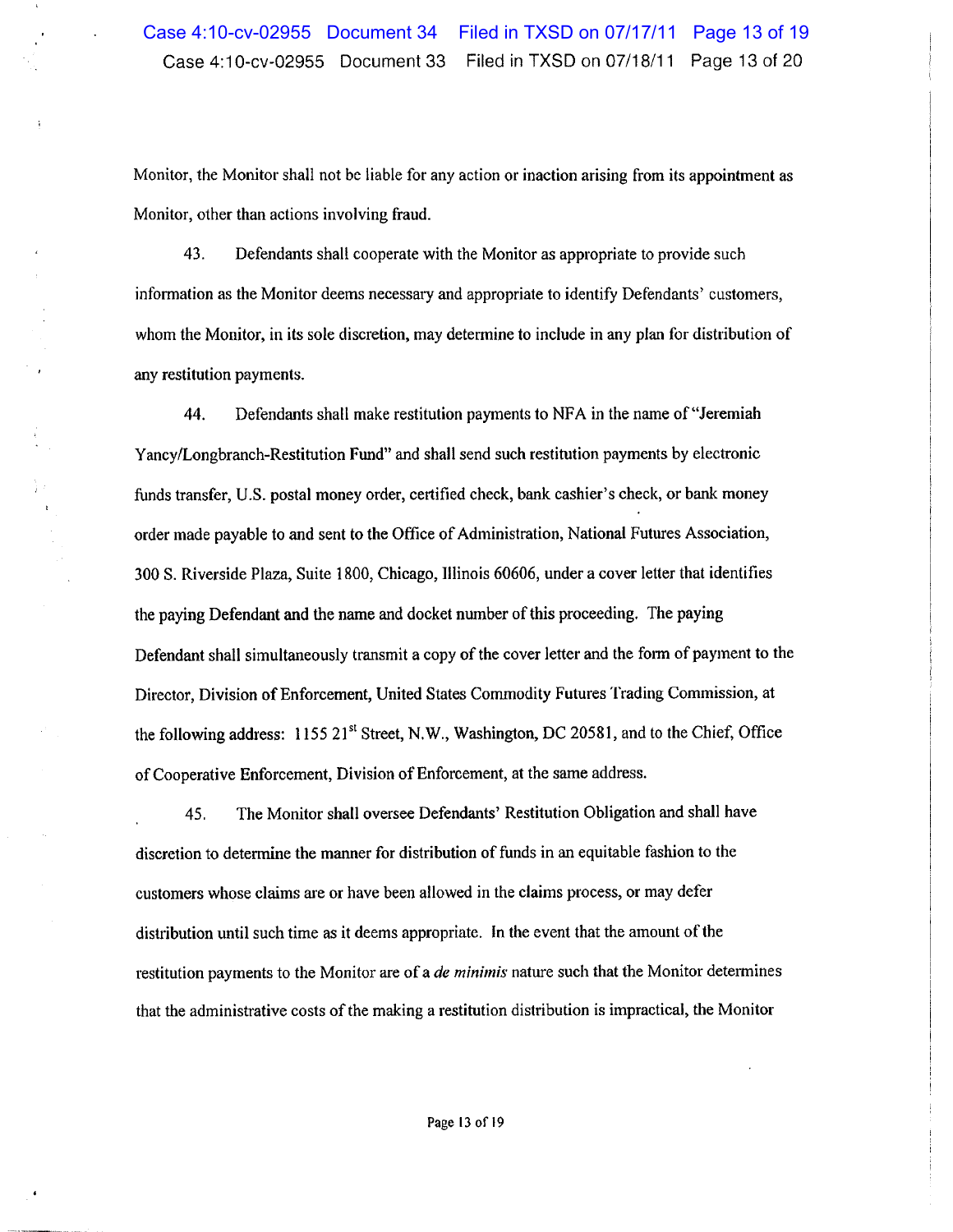Monitor, the Monitor shall not be liable for any action or inaction arising from its appointment as Monitor, other than actions involving fraud.

43. Defendants shall cooperate with the Monitor as appropriate to provide such information as the Monitor deems necessary and appropriate to identify Defendants' customers, whom the Monitor, in its sole discretion, may determine to include in any plan for distribution of any restitution payments.

44. Defendants shall make restitution payments to NFA in the name of "Jeremiah Yancy/Longbranch-Restitution Fund" and shall send such restitution payments by electronic funds transfer, U.S. postal money order, certified check, bank cashier's check, or bank money order made payable to and sent to the Office of Administration, National Futures Association, 300 S. Riverside Plaza, Suite 1800, Chicago, Illinois 60606, under a cover letter that identifies the paying Defendant and the name and docket number of this proceeding. The paying Defendant shall simultaneously transmit a copy of the cover letter and the form of payment to the Director, Division of Enforcement, United States Commodity Futures Trading Commission, at the following address: 1155 21st Street, N.W., Washington, DC 20581, and to the Chief, Office of Cooperative Enforcement, Division of Enforcement, at the same address.

45. The Monitor shall oversee Defendants' Restitution Obligation and shall have discretion to determine the manner for distribution of funds in an equitable fashion to the customers whose claims are or have been allowed in the claims process, or may defer distribution until such time as it deems appropriate. In the event that the amount of the restitution payments to the Monitor are of a *de minimis* nature such that the Monitor determines that the administrative costs of the making a restitution distribution is impractical, the Monitor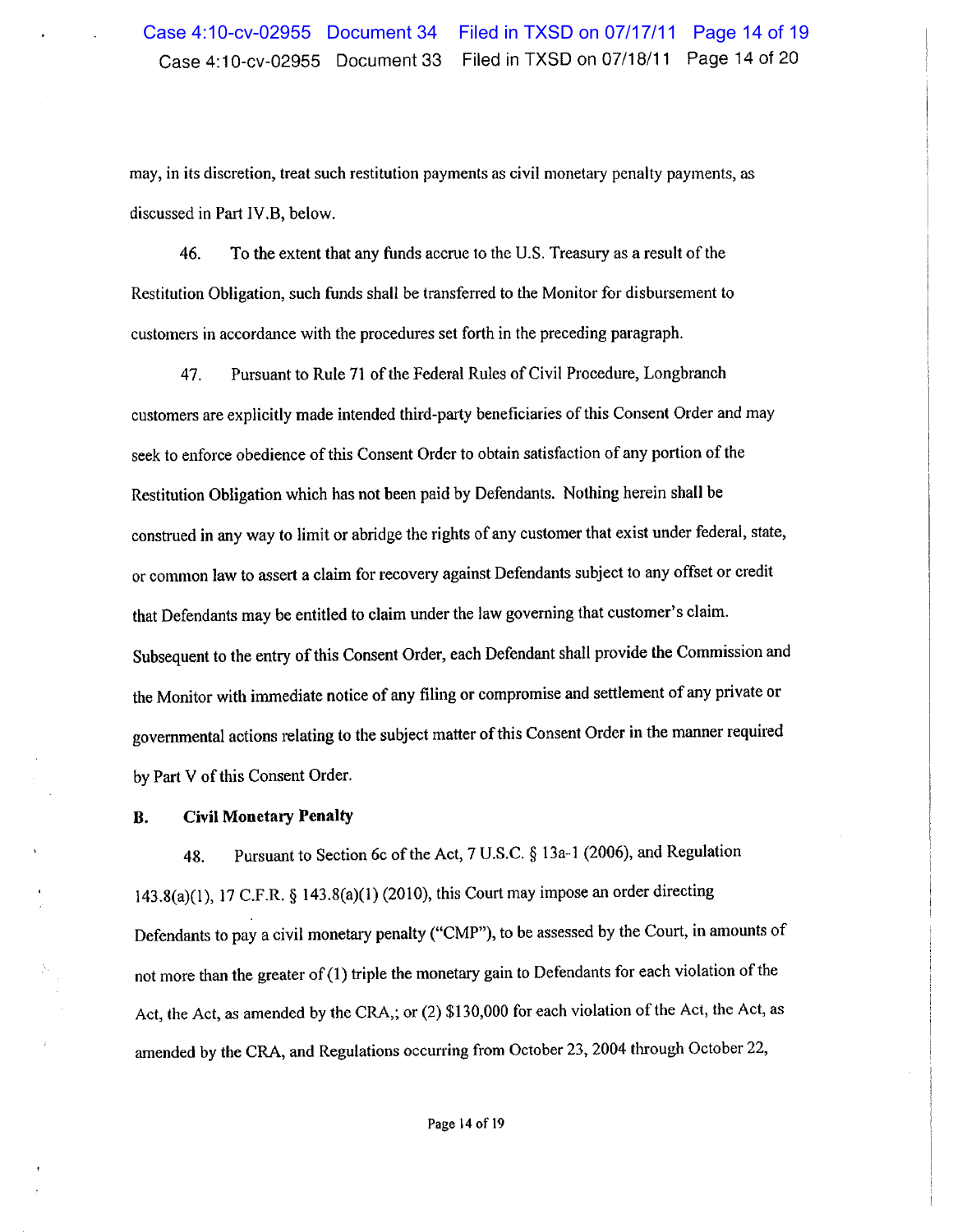may, in its discretion, treat such restitution payments as civil monetary penalty payments, as discussed in Part IV.B, below.

46. To the extent that any funds accrue to the U.S. Treasury as a result of the Restitution Obligation, such funds shall be transferred to the Monitor for disbursement to customers in accordance with the procedures set forth in the preceding paragraph.

47. Pursuant to Rule 71 of the Federal Rules of Civil Procedure, Longbranch customers are explicitly made intended third-party beneficiaries of this Consent Order and may seek to enforce obedience of this Consent Order to obtain satisfaction of any portion of the Restitution Obligation which has not been paid by Defendants. Nothing herein shall be construed in any way to limit or abridge the rights of any customer that exist under federal, state, or common law to assert a claim for recovery against Defendants subject to any offset or credit that Defendants may be entitled to claim under the law governing that customer's claim. Subsequent to the entry of this Consent Order, each Defendant shall provide the Commission and the Monitor with immediate notice of any filing or compromise and settlement of any private or governmental actions relating to the subject matter of this Consent Order in the manner required by Part V of this Consent Order.

### B. Civil Monetary Penalty

48. Pursuant to Section 6c of the Act, 7 U.S.C. § 13a-1 (2006), and Regulation 143.8(a)(1), 17 C.F.R. § 143.8(a)(1) (2010), this Court may impose an order directing Defendants to pay a civil monetary penalty ("CMP"), to be assessed by the Court, in amounts of not more than the greater of (1) triple the monetary gain to Defendants for each violation of the Act, the Act, as amended by the CRA,; or (2) $130,000 for each violation of the Act, the Act, as amended by the CRA, and Regulations occurring from October 23, 2004 through October 22,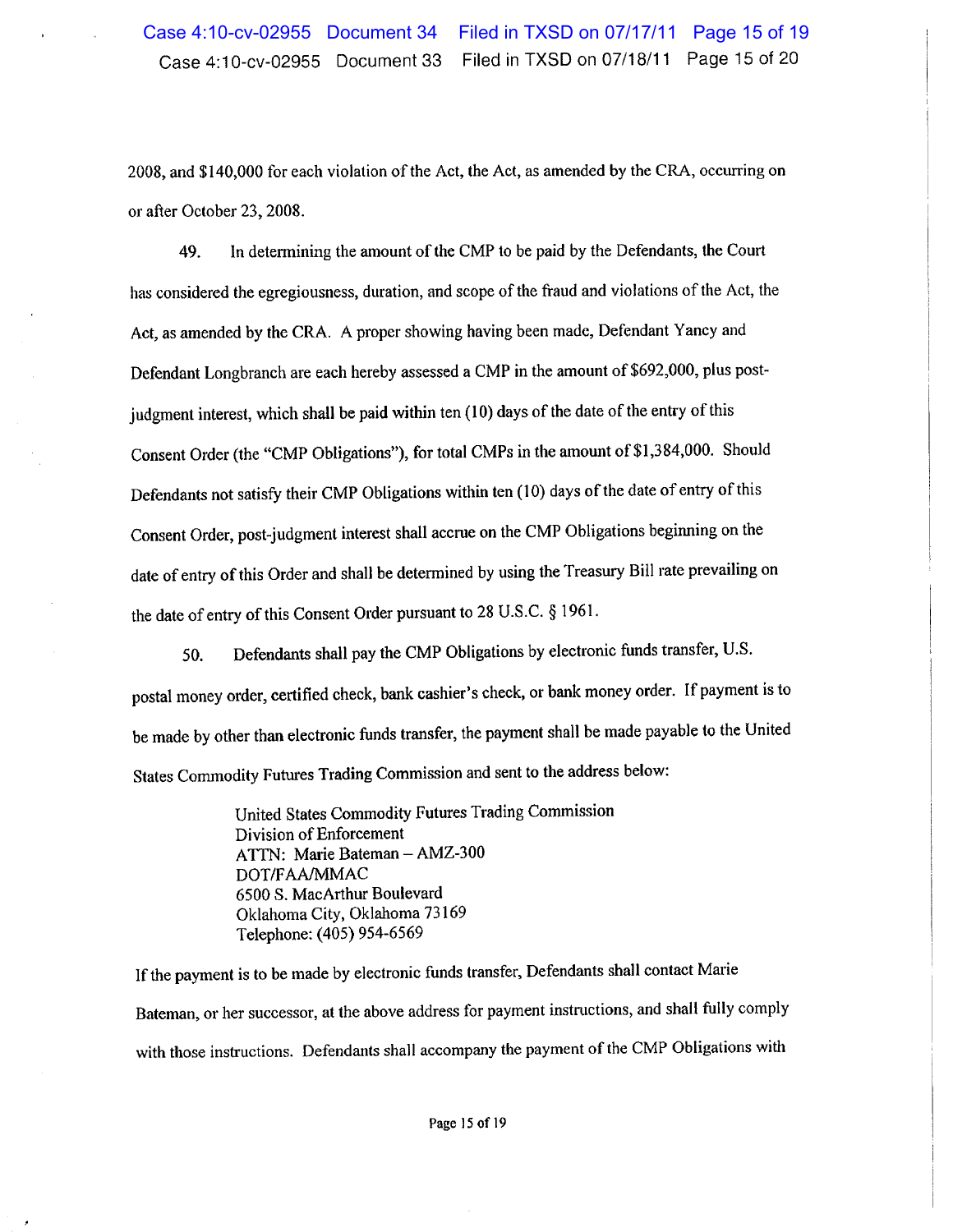2008, and $140,000 for each violation of the Act, the Act, as amended by the CRA, occurring on or after October 23, 2008.

49. In determining the amount of the CMP to be paid by the Defendants, the Court has considered the egregiousness, duration, and scope of the fraud and violations of the Act, the Act, as amended by the CRA. A proper showing having been made, Defendant Yancy and Defendant Longbranch are each hereby assessed a CMP in the amount of $692,000, plus post-judgment interest, which shall be paid within ten (10) days of the date of the entry of this Consent Order (the "CMP Obligations"), for total CMPs in the amount of $1,384,000. Should Defendants not satisfy their CMP Obligations within ten (10) days of the date of entry of this Consent Order, post-judgment interest shall accrue on the CMP Obligations beginning on the date of entry of this Order and shall be determined by using the Treasury Bill rate prevailing on the date of entry of this Consent Order pursuant to 28 U.S.C. § 1961.

50. Defendants shall pay the CMP Obligations by electronic funds transfer, U.S. postal money order, certified check, bank cashier's check, or bank money order. If payment is to be made by other than electronic funds transfer, the payment shall be made payable to the United States Commodity Futures Trading Commission and sent to the address below:

> United States Commodity Futures Trading Commission
> Division of Enforcement
> ATTN: Marie Bateman – AMZ-300
> DOT/FAA/MMAC
> 6500 S. MacArthur Boulevard
> Oklahoma City, Oklahoma 73169
> Telephone: (405) 954-6569

If the payment is to be made by electronic funds transfer, Defendants shall contact Marie Bateman, or her successor, at the above address for payment instructions, and shall fully comply with those instructions. Defendants shall accompany the payment of the CMP Obligations with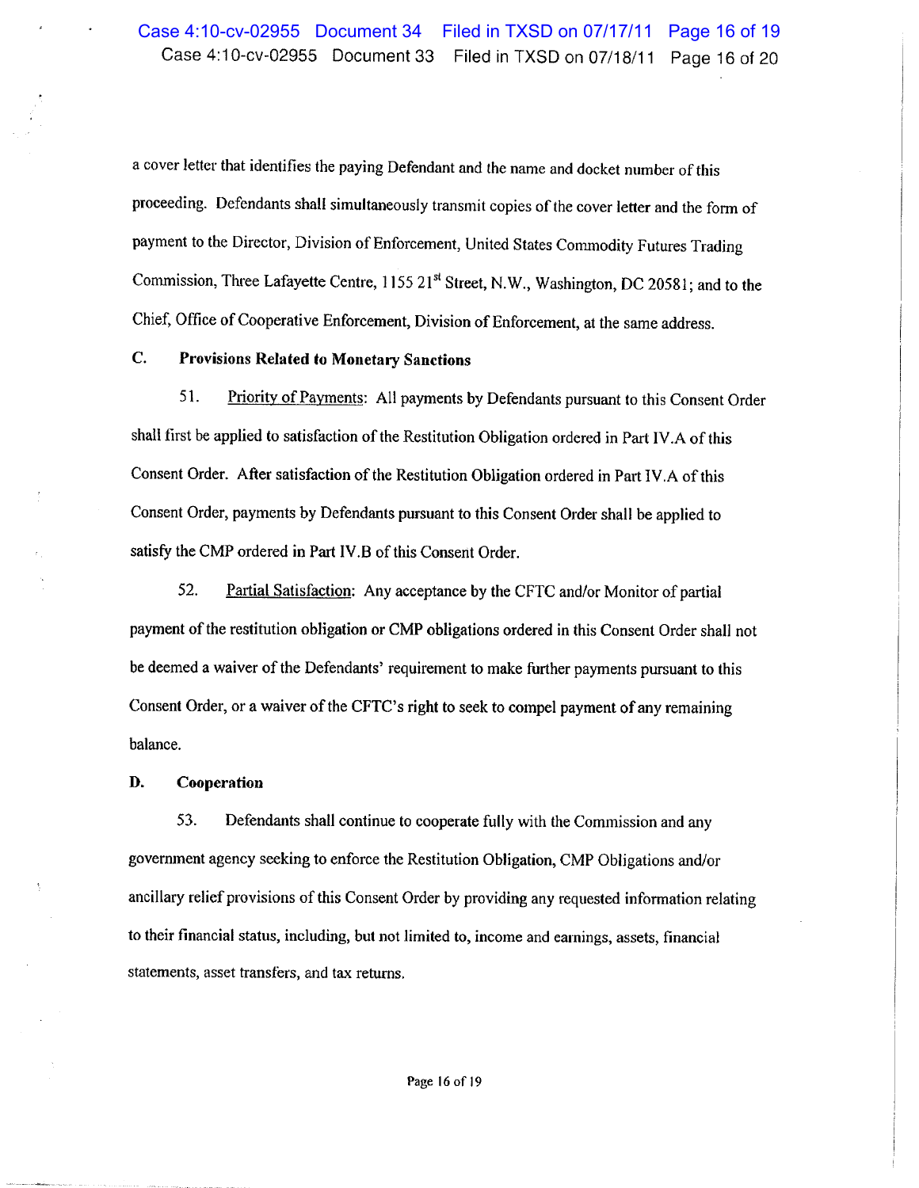a cover letter that identifies the paying Defendant and the name and docket number of this proceeding. Defendants shall simultaneously transmit copies of the cover letter and the form of payment to the Director, Division of Enforcement, United States Commodity Futures Trading Commission, Three Lafayette Centre, 1155 21st Street, N.W., Washington, DC 20581; and to the Chief, Office of Cooperative Enforcement, Division of Enforcement, at the same address.

**C. Provisions Related to Monetary Sanctions**

51. Priority of Payments: All payments by Defendants pursuant to this Consent Order shall first be applied to satisfaction of the Restitution Obligation ordered in Part IV.A of this Consent Order. After satisfaction of the Restitution Obligation ordered in Part IV.A of this Consent Order, payments by Defendants pursuant to this Consent Order shall be applied to satisfy the CMP ordered in Part IV.B of this Consent Order.

52. Partial Satisfaction: Any acceptance by the CFTC and/or Monitor of partial payment of the restitution obligation or CMP obligations ordered in this Consent Order shall not be deemed a waiver of the Defendants' requirement to make further payments pursuant to this Consent Order, or a waiver of the CFTC's right to seek to compel payment of any remaining balance.

**D. Cooperation**

53. Defendants shall continue to cooperate fully with the Commission and any government agency seeking to enforce the Restitution Obligation, CMP Obligations and/or ancillary relief provisions of this Consent Order by providing any requested information relating to their financial status, including, but not limited to, income and earnings, assets, financial statements, asset transfers, and tax returns.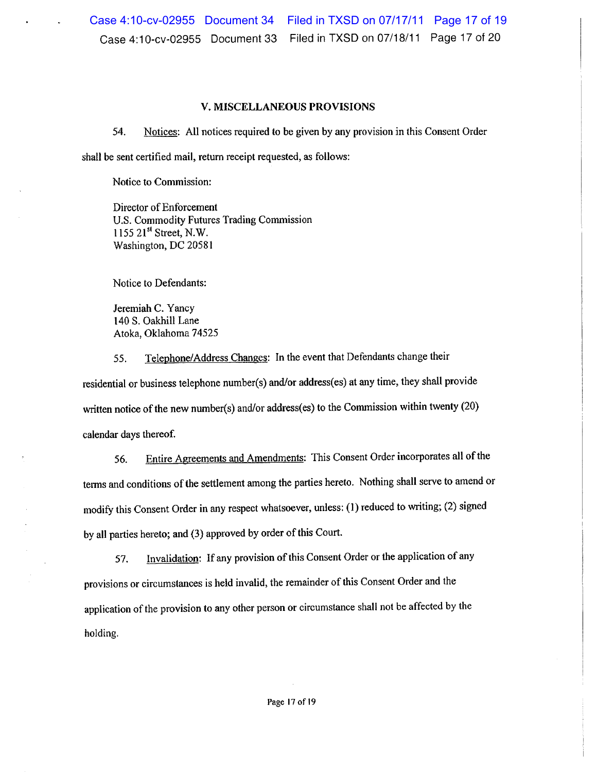## V. MISCELLANEOUS PROVISIONS

54. Notices: All notices required to be given by any provision in this Consent Order shall be sent certified mail, return receipt requested, as follows:

Notice to Commission:

Director of Enforcement
U.S. Commodity Futures Trading Commission
1155 21st Street, N.W.
Washington, DC 20581

Notice to Defendants:

Jeremiah C. Yancy
140 S. Oakhill Lane
Atoka, Oklahoma 74525

55. Telephone/Address Changes: In the event that Defendants change their residential or business telephone number(s) and/or address(es) at any time, they shall provide written notice of the new number(s) and/or address(es) to the Commission within twenty (20) calendar days thereof.

56. Entire Agreements and Amendments: This Consent Order incorporates all of the terms and conditions of the settlement among the parties hereto. Nothing shall serve to amend or modify this Consent Order in any respect whatsoever, unless: (1) reduced to writing; (2) signed by all parties hereto; and (3) approved by order of this Court.

57. Invalidation: If any provision of this Consent Order or the application of any provisions or circumstances is held invalid, the remainder of this Consent Order and the application of the provision to any other person or circumstance shall not be affected by the holding.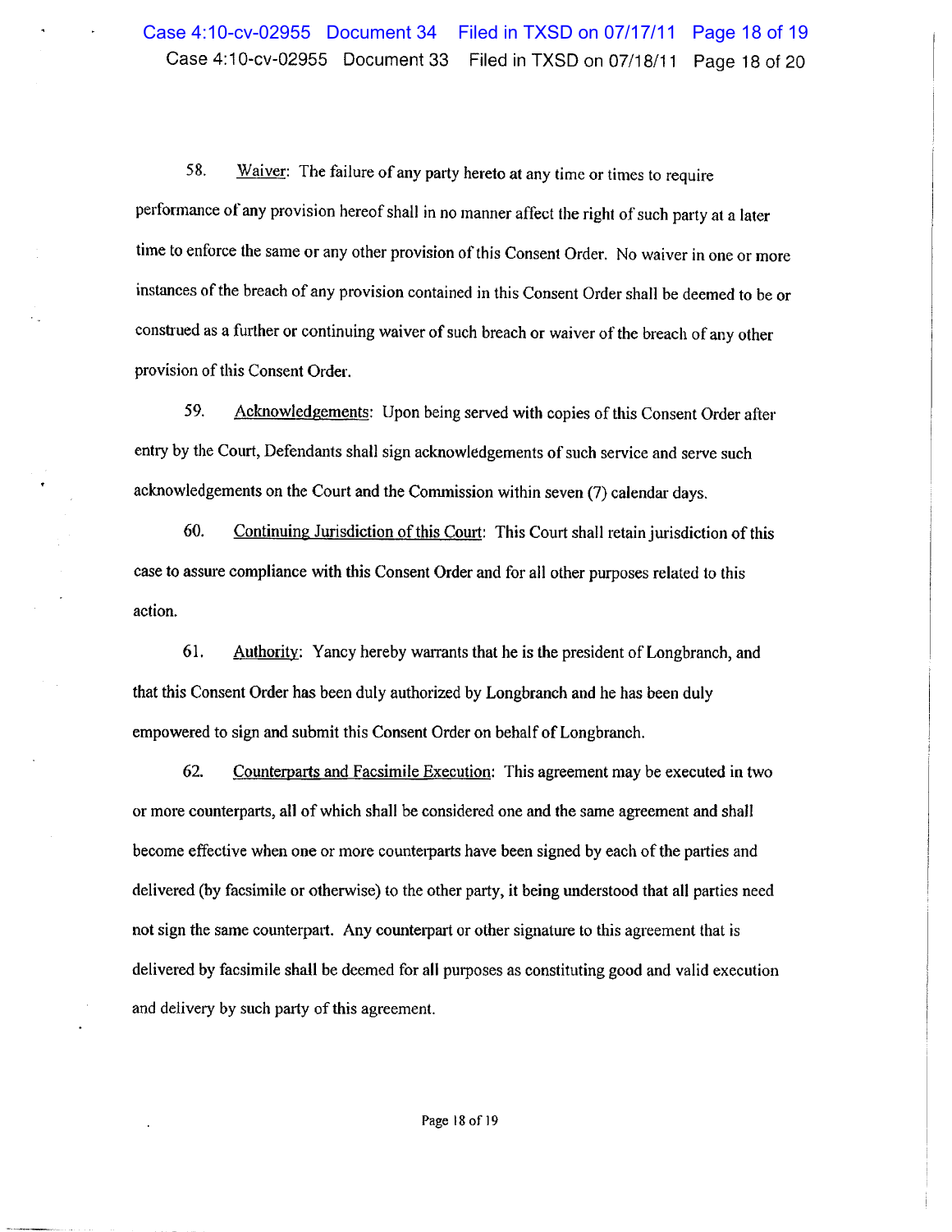58. Waiver: The failure of any party hereto at any time or times to require performance of any provision hereof shall in no manner affect the right of such party at a later time to enforce the same or any other provision of this Consent Order. No waiver in one or more instances of the breach of any provision contained in this Consent Order shall be deemed to be or construed as a further or continuing waiver of such breach or waiver of the breach of any other provision of this Consent Order.

59. Acknowledgements: Upon being served with copies of this Consent Order after entry by the Court, Defendants shall sign acknowledgements of such service and serve such acknowledgements on the Court and the Commission within seven (7) calendar days.

60. Continuing Jurisdiction of this Court: This Court shall retain jurisdiction of this case to assure compliance with this Consent Order and for all other purposes related to this action.

61. Authority: Yancy hereby warrants that he is the president of Longbranch, and that this Consent Order has been duly authorized by Longbranch and he has been duly empowered to sign and submit this Consent Order on behalf of Longbranch.

62. Counterparts and Facsimile Execution: This agreement may be executed in two or more counterparts, all of which shall be considered one and the same agreement and shall become effective when one or more counterparts have been signed by each of the parties and delivered (by facsimile or otherwise) to the other party, it being understood that all parties need not sign the same counterpart. Any counterpart or other signature to this agreement that is delivered by facsimile shall be deemed for all purposes as constituting good and valid execution and delivery by such party of this agreement.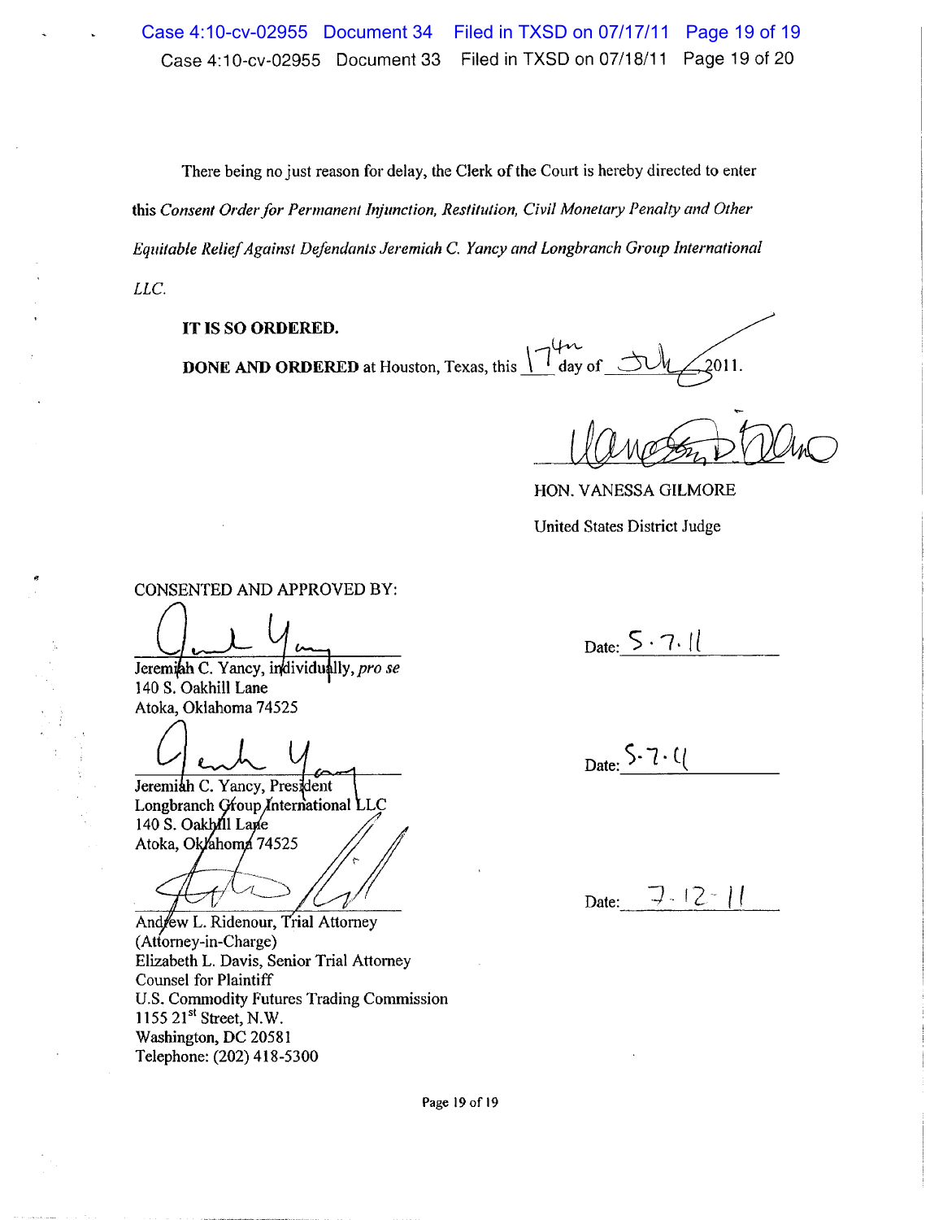There being no just reason for delay, the Clerk of the Court is hereby directed to enter this *Consent Order for Permanent Injunction, Restitution, Civil Monetary Penalty and Other Equitable Relief Against Defendants Jeremiah C. Yancy and Longbranch Group International LLC.*

**IT IS SO ORDERED.**

**DONE AND ORDERED** at Houston, Texas, this 17th day of July 2011.

HON. VANESSA GILMORE

United States District Judge

CONSENTED AND APPROVED BY:

Jeremiah C. Yancy, individually, *pro se*
140 S. Oakhill Lane
Atoka, Oklahoma 74525

Date: 5 · 7 · 11

Jeremiah C. Yancy, President
Longbranch Group International LLC
140 S. Oakhill Lane
Atoka, Oklahoma 74525

Date: 5 · 7 · 11

Andrew L. Ridenour, Trial Attorney
(Attorney-in-Charge)
Elizabeth L. Davis, Senior Trial Attorney
Counsel for Plaintiff
U.S. Commodity Futures Trading Commission
1155 21st Street, N.W.
Washington, DC 20581
Telephone: (202) 418-5300

Date: 7 - 12 - 11